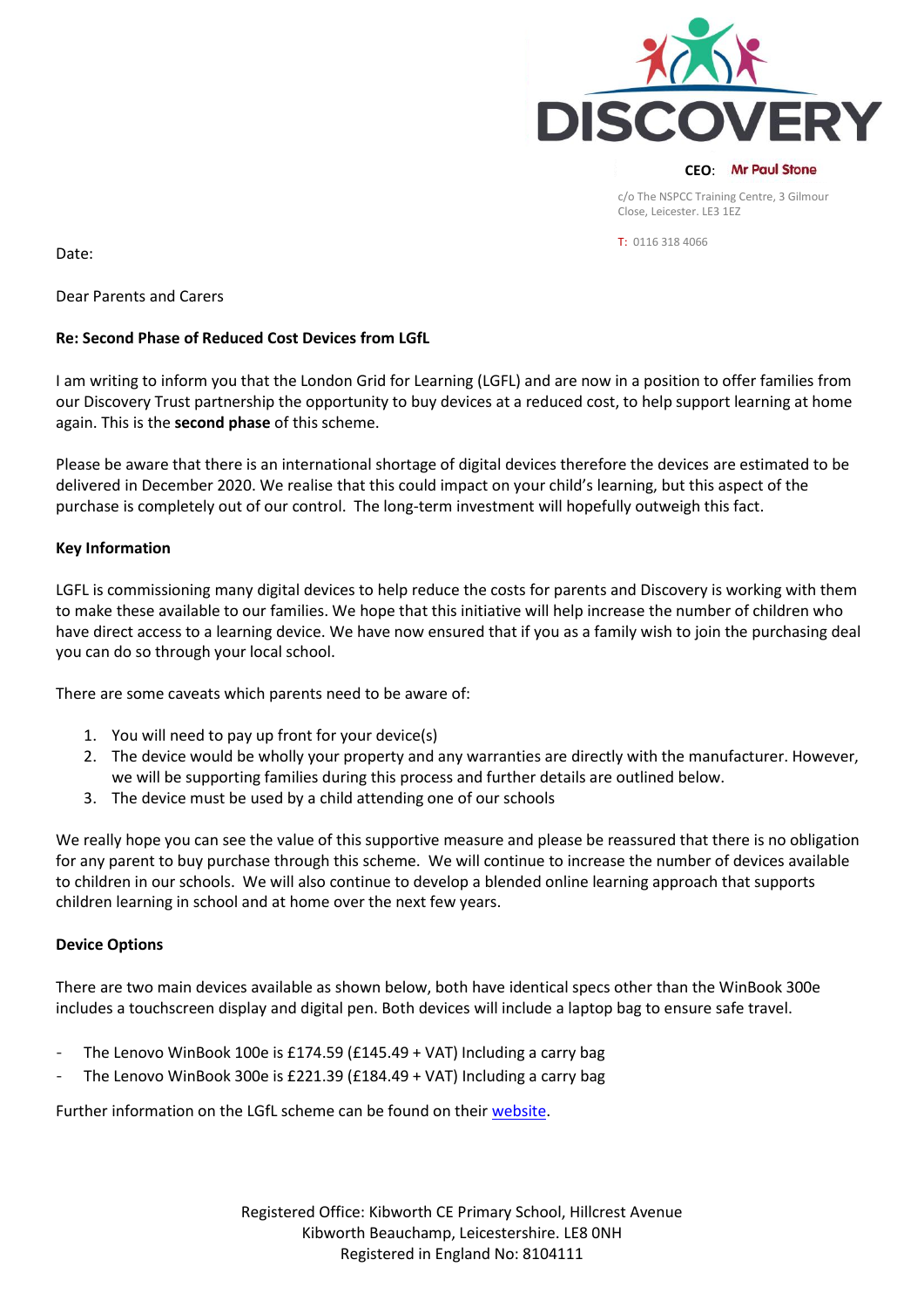DISCOVERY

**CEO:** Mr Paul Stone

c/o The NSPCC Training Centre, 3 Gilmour Close, Leicester. LE3 1EZ

T: 0116 318 4066

Date:

Dear Parents and Carers

**Re: Second Phase of Reduced Cost Devices from LGfL**

I am writing to inform you that the London Grid for Learning (LGFL) and are now in a position to offer families from our Discovery Trust partnership the opportunity to buy devices at a reduced cost, to help support learning at home again. This is the **second phase** of this scheme.

Please be aware that there is an international shortage of digital devices therefore the devices are estimated to be delivered in December 2020. We realise that this could impact on your child's learning, but this aspect of the purchase is completely out of our control. The long-term investment will hopefully outweigh this fact.

**Key Information**

LGFL is commissioning many digital devices to help reduce the costs for parents and Discovery is working with them to make these available to our families. We hope that this initiative will help increase the number of children who have direct access to a learning device. We have now ensured that if you as a family wish to join the purchasing deal you can do so through your local school.

There are some caveats which parents need to be aware of:

1. You will need to pay up front for your device(s)
2. The device would be wholly your property and any warranties are directly with the manufacturer. However, we will be supporting families during this process and further details are outlined below.
3. The device must be used by a child attending one of our schools

We really hope you can see the value of this supportive measure and please be reassured that there is no obligation for any parent to buy purchase through this scheme. We will continue to increase the number of devices available to children in our schools. We will also continue to develop a blended online learning approach that supports children learning in school and at home over the next few years.

**Device Options**

There are two main devices available as shown below, both have identical specs other than the WinBook 300e includes a touchscreen display and digital pen. Both devices will include a laptop bag to ensure safe travel.

- The Lenovo WinBook 100e is £174.59 (£145.49 + VAT) Including a carry bag
- The Lenovo WinBook 300e is £221.39 (£184.49 + VAT) Including a carry bag

Further information on the LGfL scheme can be found on their website.

Registered Office: Kibworth CE Primary School, Hillcrest Avenue
Kibworth Beauchamp, Leicestershire. LE8 0NH
Registered in England No: 8104111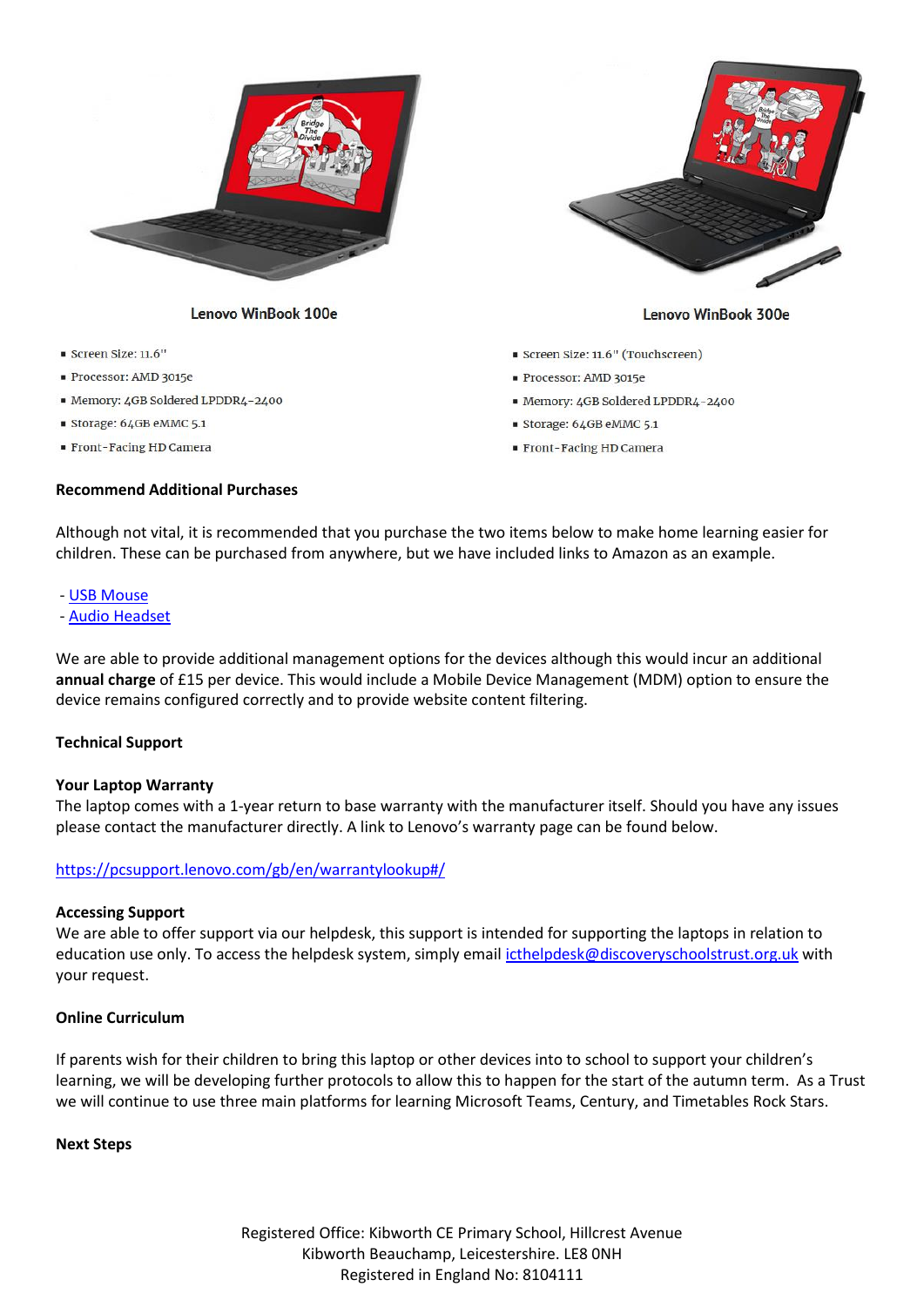**Lenovo WinBook 100e**

- Screen Size: 11.6"
- Processor: AMD 3015e
- Memory: 4GB Soldered LPDDR4-2400
- Storage: 64GB eMMC 5.1
- Front-Facing HD Camera

**Lenovo WinBook 300e**

- Screen Size: 11.6" (Touchscreen)
- Processor: AMD 3015e
- Memory: 4GB Soldered LPDDR4-2400
- Storage: 64GB eMMC 5.1
- Front-Facing HD Camera

**Recommend Additional Purchases**

Although not vital, it is recommended that you purchase the two items below to make home learning easier for children. These can be purchased from anywhere, but we have included links to Amazon as an example.

- USB Mouse
- Audio Headset

We are able to provide additional management options for the devices although this would incur an additional **annual charge** of £15 per device. This would include a Mobile Device Management (MDM) option to ensure the device remains configured correctly and to provide website content filtering.

**Technical Support**

**Your Laptop Warranty**

The laptop comes with a 1-year return to base warranty with the manufacturer itself. Should you have any issues please contact the manufacturer directly. A link to Lenovo's warranty page can be found below.

https://pcsupport.lenovo.com/gb/en/warrantylookup#/

**Accessing Support**

We are able to offer support via our helpdesk, this support is intended for supporting the laptops in relation to education use only. To access the helpdesk system, simply email icthelpdesk@discoveryschoolstrust.org.uk with your request.

**Online Curriculum**

If parents wish for their children to bring this laptop or other devices into to school to support your children's learning, we will be developing further protocols to allow this to happen for the start of the autumn term. As a Trust we will continue to use three main platforms for learning Microsoft Teams, Century, and Timetables Rock Stars.

**Next Steps**

Registered Office: Kibworth CE Primary School, Hillcrest Avenue
Kibworth Beauchamp, Leicestershire. LE8 0NH
Registered in England No: 8104111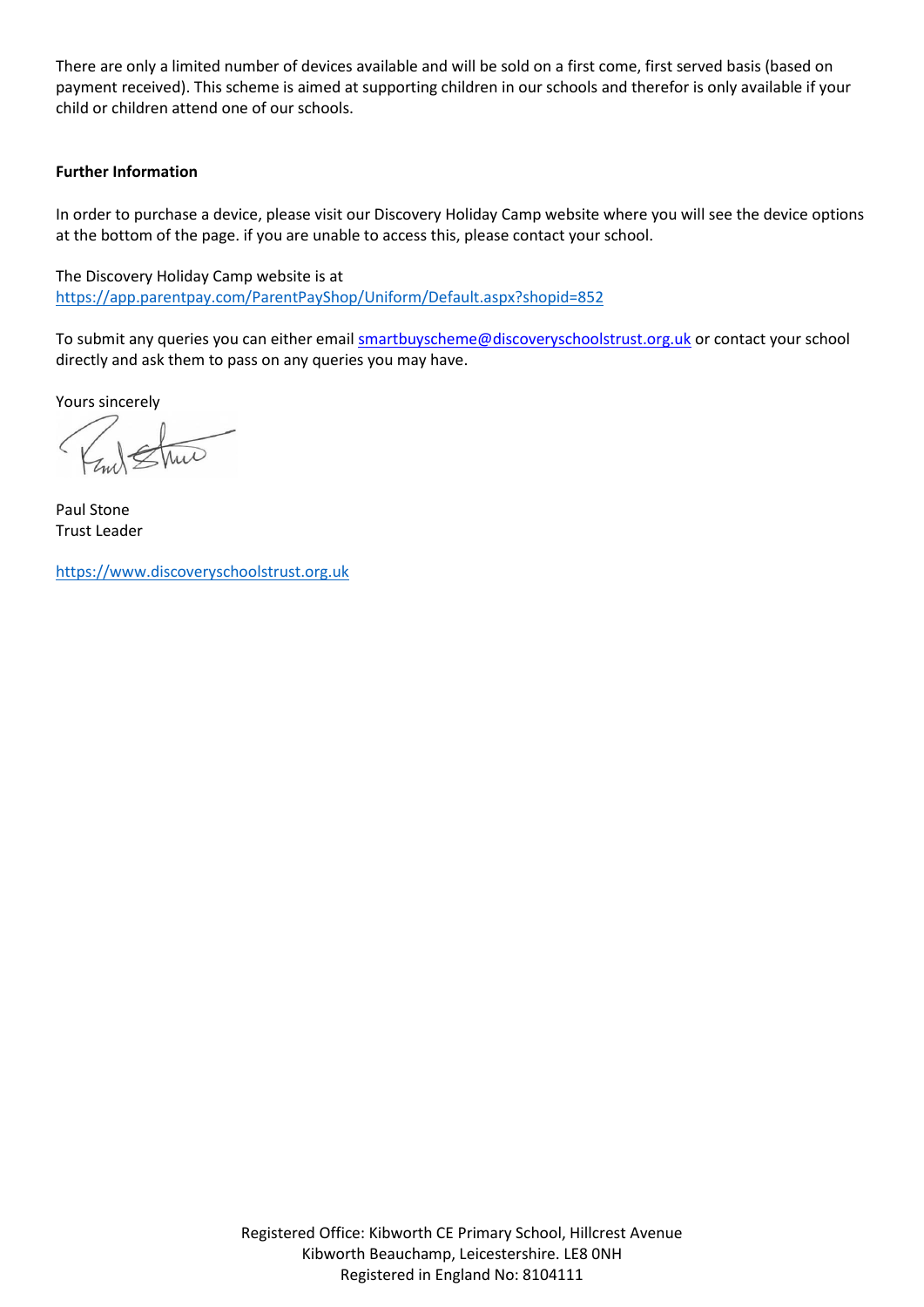There are only a limited number of devices available and will be sold on a first come, first served basis (based on payment received). This scheme is aimed at supporting children in our schools and therefor is only available if your child or children attend one of our schools.

**Further Information**

In order to purchase a device, please visit our Discovery Holiday Camp website where you will see the device options at the bottom of the page. if you are unable to access this, please contact your school.

The Discovery Holiday Camp website is at
https://app.parentpay.com/ParentPayShop/Uniform/Default.aspx?shopid=852

To submit any queries you can either email smartbuyscheme@discoveryschoolstrust.org.uk or contact your school directly and ask them to pass on any queries you may have.

Yours sincerely

Paul Stone
Trust Leader

https://www.discoveryschoolstrust.org.uk

Registered Office: Kibworth CE Primary School, Hillcrest Avenue
Kibworth Beauchamp, Leicestershire. LE8 0NH
Registered in England No: 8104111